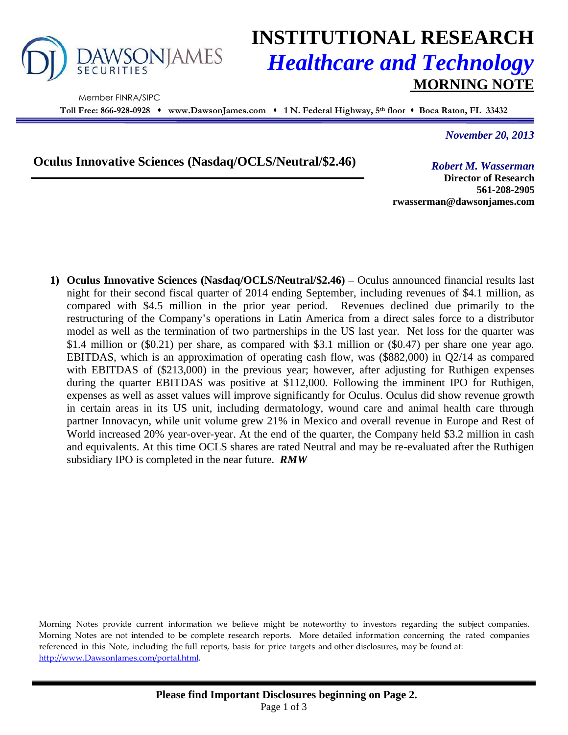# INSTITUTIONAL RESEARCH

## *Healthcare and Technology*

## MORNING NOTE

DAWSON JAMES SECURITIES

Member FINRA/SIPC

**Toll Free: 866-928-0928 ♦ www.DawsonJames.com ♦ 1 N. Federal Highway, 5th floor ♦ Boca Raton, FL 33432**

*November 20, 2013*

## Oculus Innovative Sciences (Nasdaq/OCLS/Neutral/$2.46)

*Robert M. Wasserman*
**Director of Research**
**561-208-2905**
**rwasserman@dawsonjames.com**

1) **Oculus Innovative Sciences (Nasdaq/OCLS/Neutral/$2.46) –** Oculus announced financial results last night for their second fiscal quarter of 2014 ending September, including revenues of $4.1 million, as compared with $4.5 million in the prior year period. Revenues declined due primarily to the restructuring of the Company's operations in Latin America from a direct sales force to a distributor model as well as the termination of two partnerships in the US last year. Net loss for the quarter was $1.4 million or ($0.21) per share, as compared with $3.1 million or ($0.47) per share one year ago. EBITDAS, which is an approximation of operating cash flow, was ($882,000) in Q2/14 as compared with EBITDAS of ($213,000) in the previous year; however, after adjusting for Ruthigen expenses during the quarter EBITDAS was positive at $112,000. Following the imminent IPO for Ruthigen, expenses as well as asset values will improve significantly for Oculus. Oculus did show revenue growth in certain areas in its US unit, including dermatology, wound care and animal health care through partner Innovacyn, while unit volume grew 21% in Mexico and overall revenue in Europe and Rest of World increased 20% year-over-year. At the end of the quarter, the Company held $3.2 million in cash and equivalents. At this time OCLS shares are rated Neutral and may be re-evaluated after the Ruthigen subsidiary IPO is completed in the near future. ***RMW***

Morning Notes provide current information we believe might be noteworthy to investors regarding the subject companies. Morning Notes are not intended to be complete research reports. More detailed information concerning the rated companies referenced in this Note, including the full reports, basis for price targets and other disclosures, may be found at: http://www.DawsonJames.com/portal.html.

**Please find Important Disclosures beginning on Page 2.**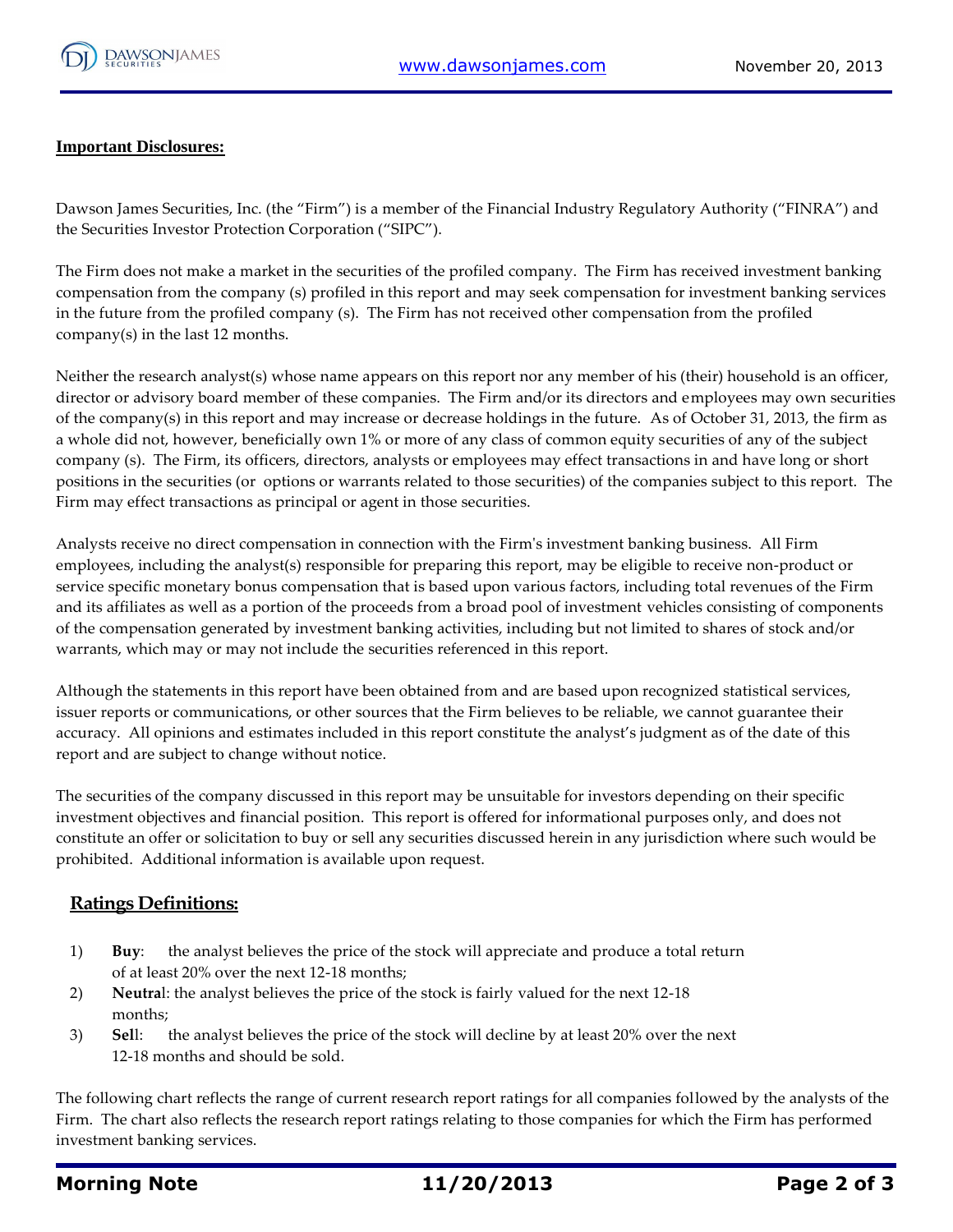**Important Disclosures:**

Dawson James Securities, Inc. (the "Firm") is a member of the Financial Industry Regulatory Authority ("FINRA") and the Securities Investor Protection Corporation ("SIPC").

The Firm does not make a market in the securities of the profiled company. The Firm has received investment banking compensation from the company (s) profiled in this report and may seek compensation for investment banking services in the future from the profiled company (s). The Firm has not received other compensation from the profiled company(s) in the last 12 months.

Neither the research analyst(s) whose name appears on this report nor any member of his (their) household is an officer, director or advisory board member of these companies. The Firm and/or its directors and employees may own securities of the company(s) in this report and may increase or decrease holdings in the future. As of October 31, 2013, the firm as a whole did not, however, beneficially own 1% or more of any class of common equity securities of any of the subject company (s). The Firm, its officers, directors, analysts or employees may effect transactions in and have long or short positions in the securities (or options or warrants related to those securities) of the companies subject to this report. The Firm may effect transactions as principal or agent in those securities.

Analysts receive no direct compensation in connection with the Firm's investment banking business. All Firm employees, including the analyst(s) responsible for preparing this report, may be eligible to receive non-product or service specific monetary bonus compensation that is based upon various factors, including total revenues of the Firm and its affiliates as well as a portion of the proceeds from a broad pool of investment vehicles consisting of components of the compensation generated by investment banking activities, including but not limited to shares of stock and/or warrants, which may or may not include the securities referenced in this report.

Although the statements in this report have been obtained from and are based upon recognized statistical services, issuer reports or communications, or other sources that the Firm believes to be reliable, we cannot guarantee their accuracy. All opinions and estimates included in this report constitute the analyst's judgment as of the date of this report and are subject to change without notice.

The securities of the company discussed in this report may be unsuitable for investors depending on their specific investment objectives and financial position. This report is offered for informational purposes only, and does not constitute an offer or solicitation to buy or sell any securities discussed herein in any jurisdiction where such would be prohibited. Additional information is available upon request.

## Ratings Definitions:

1) **Buy**: the analyst believes the price of the stock will appreciate and produce a total return of at least 20% over the next 12-18 months;
2) **Neutral**: the analyst believes the price of the stock is fairly valued for the next 12-18 months;
3) **Sell**: the analyst believes the price of the stock will decline by at least 20% over the next 12-18 months and should be sold.

The following chart reflects the range of current research report ratings for all companies followed by the analysts of the Firm. The chart also reflects the research report ratings relating to those companies for which the Firm has performed investment banking services.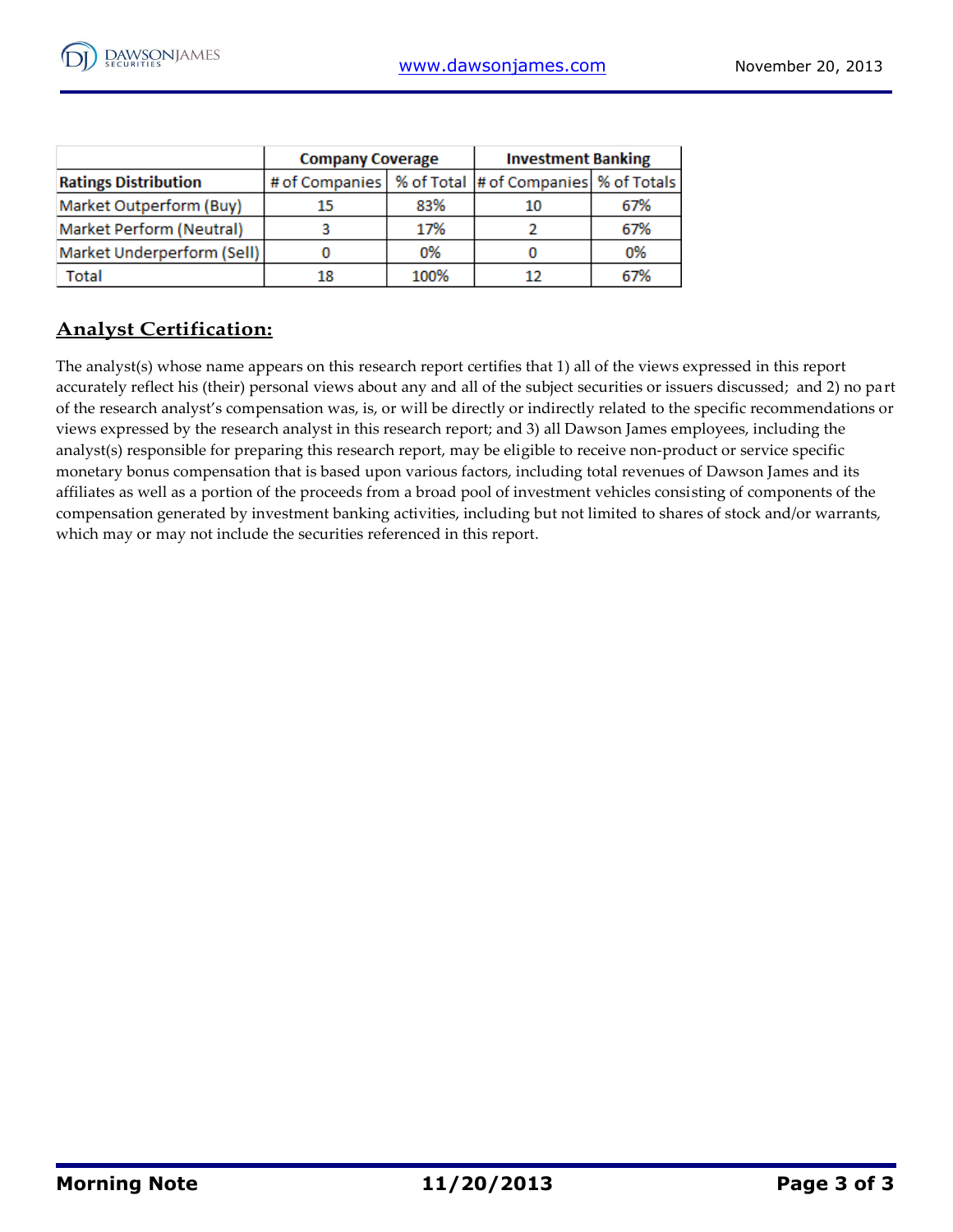| | Company Coverage | | Investment Banking | |
|---|---|---|---|---|
| **Ratings Distribution** | # of Companies | % of Total | # of Companies | % of Totals |
| Market Outperform (Buy) | 15 | 83% | 10 | 67% |
| Market Perform (Neutral) | 3 | 17% | 2 | 67% |
| Market Underperform (Sell) | 0 | 0% | 0 | 0% |
| Total | 18 | 100% | 12 | 67% |

## Analyst Certification:

The analyst(s) whose name appears on this research report certifies that 1) all of the views expressed in this report accurately reflect his (their) personal views about any and all of the subject securities or issuers discussed; and 2) no part of the research analyst's compensation was, is, or will be directly or indirectly related to the specific recommendations or views expressed by the research analyst in this research report; and 3) all Dawson James employees, including the analyst(s) responsible for preparing this research report, may be eligible to receive non-product or service specific monetary bonus compensation that is based upon various factors, including total revenues of Dawson James and its affiliates as well as a portion of the proceeds from a broad pool of investment vehicles consisting of components of the compensation generated by investment banking activities, including but not limited to shares of stock and/or warrants, which may or may not include the securities referenced in this report.